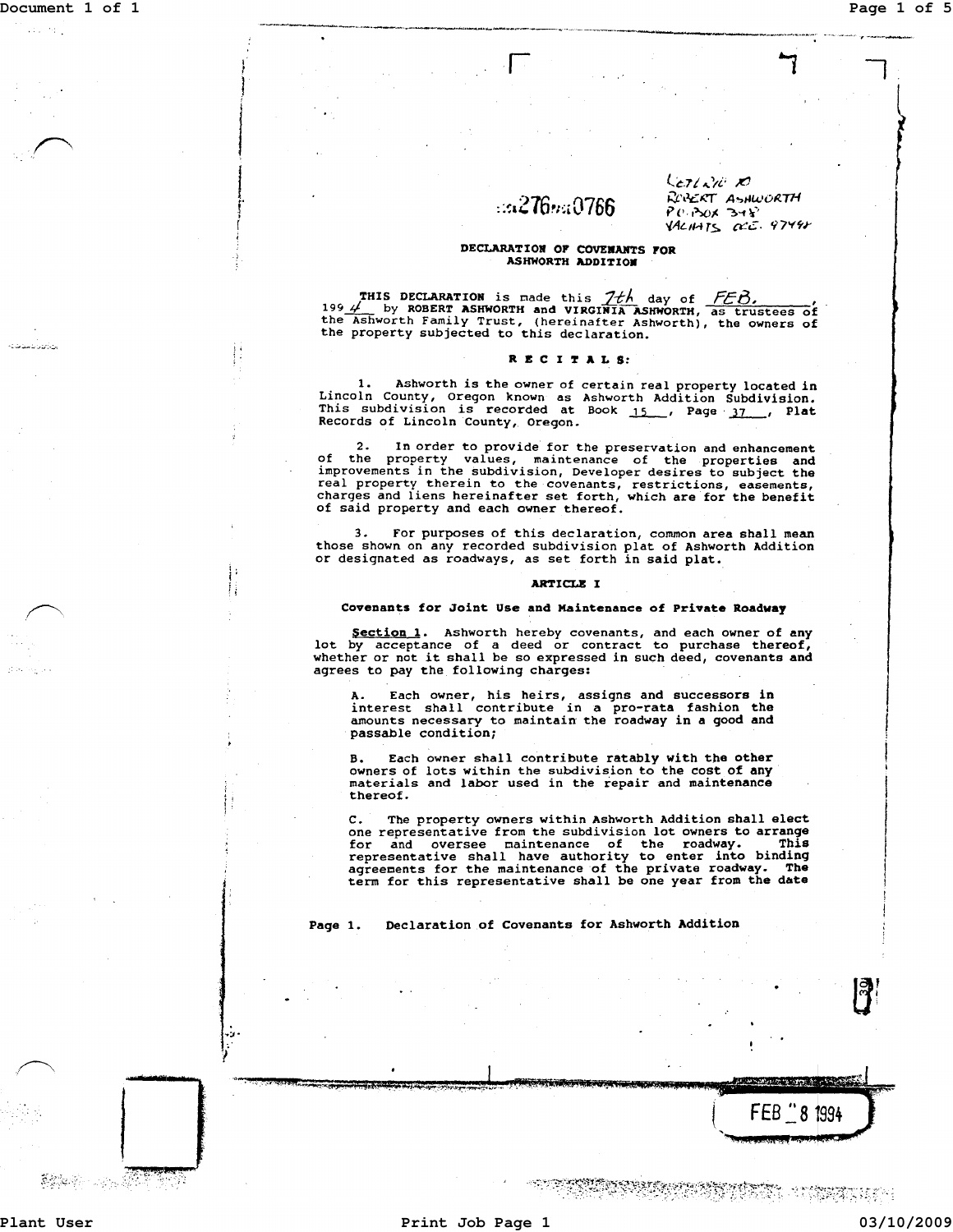BK 276 PG 0766

Return to
Robert Ashworth
P.O. Box 348
Yachats Ore. 97498

## DECLARATION OF COVENANTS FOR ASHWORTH ADDITION

**THIS DECLARATION** is made this 7th day of FEB., 1994 by **ROBERT ASHWORTH** and **VIRGINIA ASHWORTH**, as trustees of the Ashworth Family Trust, (hereinafter Ashworth), the owners of the property subjected to this declaration.

### RECITALS:

1. Ashworth is the owner of certain real property located in Lincoln County, Oregon known as Ashworth Addition Subdivision. This subdivision is recorded at Book 15, Page 37, Plat Records of Lincoln County, Oregon.

2. In order to provide for the preservation and enhancement of the property values, maintenance of the properties and improvements in the subdivision, Developer desires to subject the real property therein to the covenants, restrictions, easements, charges and liens hereinafter set forth, which are for the benefit of said property and each owner thereof.

3. For purposes of this declaration, common area shall mean those shown on any recorded subdivision plat of Ashworth Addition or designated as roadways, as set forth in said plat.

### ARTICLE I

#### Covenants for Joint Use and Maintenance of Private Roadway

**Section 1.** Ashworth hereby covenants, and each owner of any lot by acceptance of a deed or contract to purchase thereof, whether or not it shall be so expressed in such deed, covenants and agrees to pay the following charges:

A. Each owner, his heirs, assigns and successors in interest shall contribute in a pro-rata fashion the amounts necessary to maintain the roadway in a good and passable condition;

B. Each owner shall contribute ratably with the other owners of lots within the subdivision to the cost of any materials and labor used in the repair and maintenance thereof.

C. The property owners within Ashworth Addition shall elect one representative from the subdivision lot owners to arrange for and oversee maintenance of the roadway. This representative shall have authority to enter into binding agreements for the maintenance of the private roadway. The term for this representative shall be one year from the date

Page 1. Declaration of Covenants for Ashworth Addition

FEB 8 1994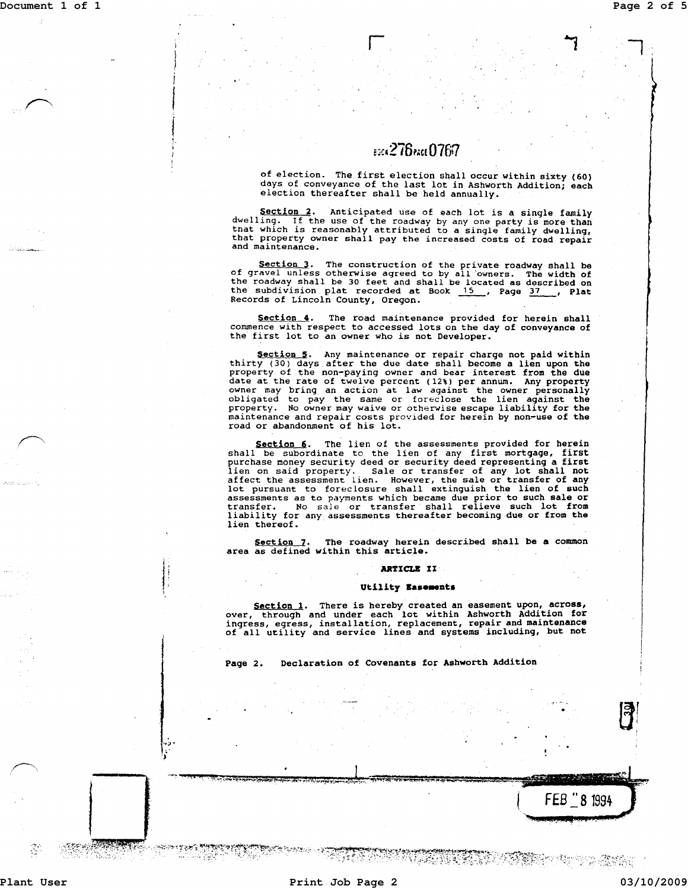BOOK 276 PAGE 0767

of election. The first election shall occur within sixty (60) days of conveyance of the last lot in Ashworth Addition; each election thereafter shall be held annually.

**Section 2.** Anticipated use of each lot is a single family dwelling. If the use of the roadway by any one party is more than that which is reasonably attributed to a single family dwelling, that property owner shall pay the increased costs of road repair and maintenance.

**Section 3.** The construction of the private roadway shall be of gravel unless otherwise agreed to by all owners. The width of the roadway shall be 30 feet and shall be located as described on the subdivision plat recorded at Book 15, Page 37, Plat Records of Lincoln County, Oregon.

**Section 4.** The road maintenance provided for herein shall commence with respect to accessed lots on the day of conveyance of the first lot to an owner who is not Developer.

**Section 5.** Any maintenance or repair charge not paid within thirty (30) days after the due date shall become a lien upon the property of the non-paying owner and bear interest from the due date at the rate of twelve percent (12%) per annum. Any property owner may bring an action at law against the owner personally obligated to pay the same or foreclose the lien against the property. No owner may waive or otherwise escape liability for the maintenance and repair costs provided for herein by non-use of the road or abandonment of his lot.

**Section 6.** The lien of the assessments provided for herein shall be subordinate to the lien of any first mortgage, first purchase money security deed or security deed representing a first lien on said property. Sale or transfer of any lot shall not affect the assessment lien. However, the sale or transfer of any lot pursuant to foreclosure shall extinguish the lien of such assessments as to payments which became due prior to such sale or transfer. No sale or transfer shall relieve such lot from liability for any assessments thereafter becoming due or from the lien thereof.

**Section 7.** The roadway herein described shall be a common area as defined within this article.

## ARTICLE II

### Utility Easements

**Section 1.** There is hereby created an easement upon, across, over, through and under each lot within Ashworth Addition for ingress, egress, installation, replacement, repair and maintenance of all utility and service lines and systems including, but not

Page 2. Declaration of Covenants for Ashworth Addition

FEB 8 1994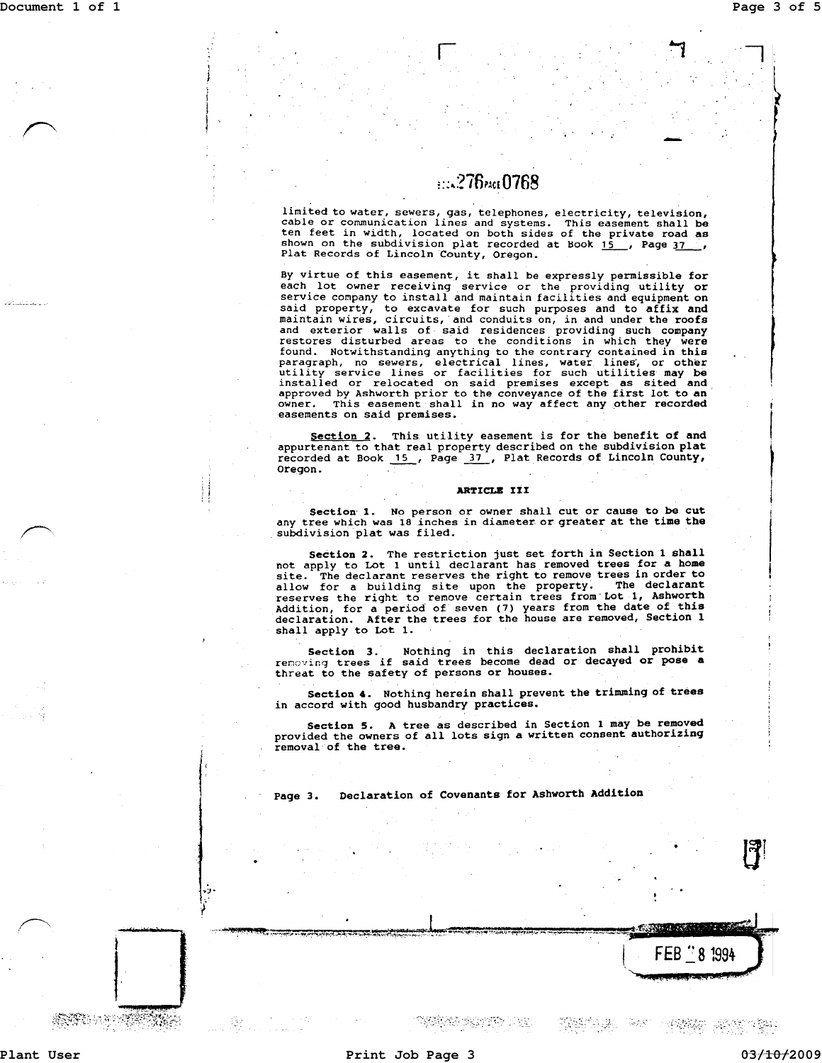BOOK 276 PAGE 0768

limited to water, sewers, gas, telephones, electricity, television, cable or communication lines and systems. This easement shall be ten feet in width, located on both sides of the private road as shown on the subdivision plat recorded at Book 15, Page 37, Plat Records of Lincoln County, Oregon.

By virtue of this easement, it shall be expressly permissible for each lot owner receiving service or the providing utility or service company to install and maintain facilities and equipment on said property, to excavate for such purposes and to affix and maintain wires, circuits, and conduits on, in and under the roofs and exterior walls of said residences providing such company restores disturbed areas to the conditions in which they were found. Notwithstanding anything to the contrary contained in this paragraph, no sewers, electrical lines, water lines, or other utility service lines or facilities for such utilities may be installed or relocated on said premises except as sited and approved by Ashworth prior to the conveyance of the first lot to an owner. This easement shall in no way affect any other recorded easements on said premises.

**Section 2**. This utility easement is for the benefit of and appurtenant to that real property described on the subdivision plat recorded at Book 15, Page 37, Plat Records of Lincoln County, Oregon.

## ARTICLE III

**Section 1.** No person or owner shall cut or cause to be cut any tree which was 18 inches in diameter or greater at the time the subdivision plat was filed.

**Section 2.** The restriction just set forth in Section 1 shall not apply to Lot 1 until declarant has removed trees for a home site. The declarant reserves the right to remove trees in order to allow for a building site upon the property. The declarant reserves the right to remove certain trees from Lot 1, Ashworth Addition, for a period of seven (7) years from the date of this declaration. After the trees for the house are removed, Section 1 shall apply to Lot 1.

**Section 3.** Nothing in this declaration shall prohibit removing trees if said trees become dead or decayed or pose a threat to the safety of persons or houses.

**Section 4.** Nothing herein shall prevent the trimming of trees in accord with good husbandry practices.

**Section 5.** A tree as described in Section 1 may be removed provided the owners of all lots sign a written consent authorizing removal of the tree.

Page 3. Declaration of Covenants for Ashworth Addition

FEB 8 1994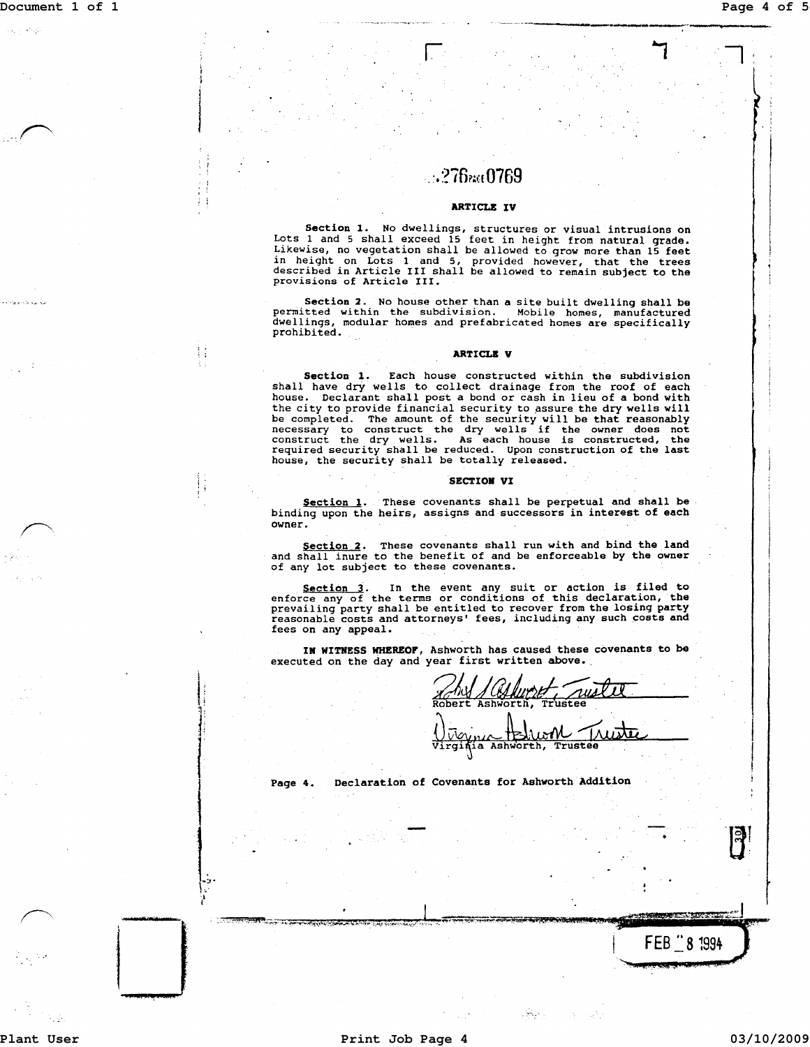276 PAGE 0769

## ARTICLE IV

**Section 1.** No dwellings, structures or visual intrusions on Lots 1 and 5 shall exceed 15 feet in height from natural grade. Likewise, no vegetation shall be allowed to grow more than 15 feet in height on Lots 1 and 5, provided however, that the trees described in Article III shall be allowed to remain subject to the provisions of Article III.

**Section 2.** No house other than a site built dwelling shall be permitted within the subdivision. Mobile homes, manufactured dwellings, modular homes and prefabricated homes are specifically prohibited.

## ARTICLE V

**Section 1.** Each house constructed within the subdivision shall have dry wells to collect drainage from the roof of each house. Declarant shall post a bond or cash in lieu of a bond with the city to provide financial security to assure the dry wells will be completed. The amount of the security will be that reasonably necessary to construct the dry wells if the owner does not construct the dry wells. As each house is constructed, the required security shall be reduced. Upon construction of the last house, the security shall be totally released.

## SECTION VI

**Section 1.** These covenants shall be perpetual and shall be binding upon the heirs, assigns and successors in interest of each owner.

**Section 2.** These covenants shall run with and bind the land and shall inure to the benefit of and be enforceable by the owner of any lot subject to these covenants.

**Section 3.** In the event any suit or action is filed to enforce any of the terms or conditions of this declaration, the prevailing party shall be entitled to recover from the losing party reasonable costs and attorneys' fees, including any such costs and fees on any appeal.

**IN WITNESS WHEREOF**, Ashworth has caused these covenants to be executed on the day and year first written above.

Robert Ashworth, Trustee

Virginia Ashworth, Trustee

Page 4. Declaration of Covenants for Ashworth Addition

FEB 8 1994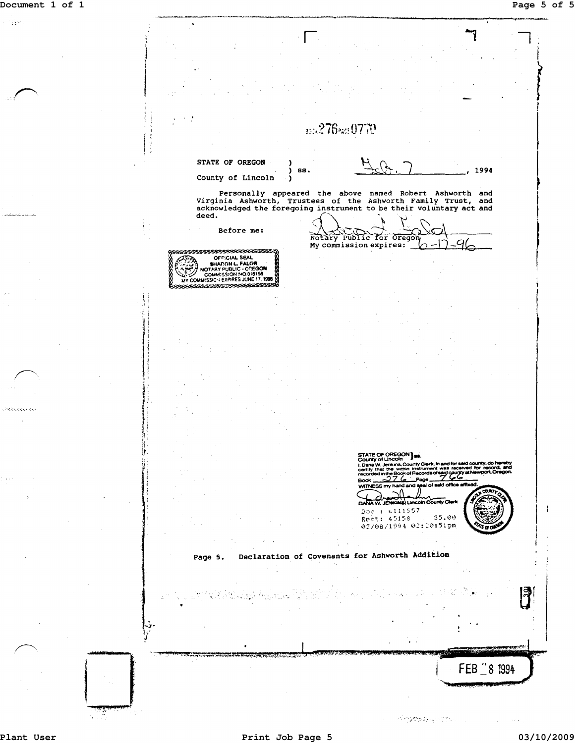BOOK 276 PAGE 0770

STATE OF OREGON )
) ss. Feb. 7, 1994
County of Lincoln )

Personally appeared the above named Robert Ashworth and Virginia Ashworth, Trustees of the Ashworth Family Trust, and acknowledged the foregoing instrument to be their voluntary act and deed.

Before me:

Notary Public for Oregon
My commission expires: 6-17-96

OFFICIAL SEAL
SHARON L. FALOR
NOTARY PUBLIC - OREGON
COMMISSION NO.018158
MY COMMISSION EXPIRES JUNE 17, 1996

STATE OF OREGON } ss.
County of Lincoln
I, Dana W. Jenkins, County Clerk, in and for said county, do hereby certify that the within instrument was received for record, and recorded in the Book of Records of said county at Newport, Oregon.
Book 276 Page 766
WITNESS my hand and seal of said office affixed.
DANA W. JENKINS, Lincoln County Clerk
Doc : 111557
Rcpt: 45158 35.00
02/08/1994 02:20:51pm

Page 5. Declaration of Covenants for Ashworth Addition

FEB 8 1994